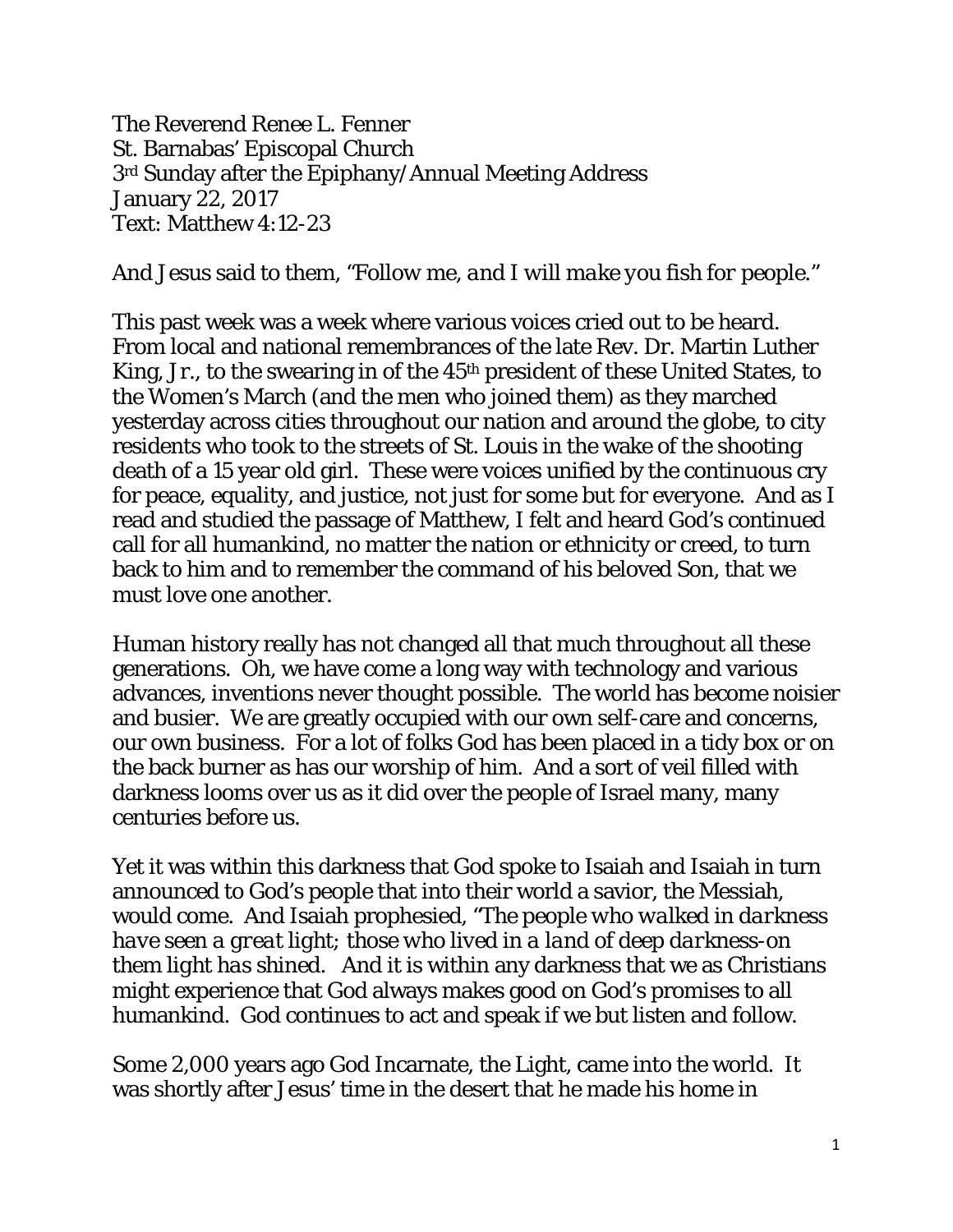The Reverend Renee L. Fenner
St. Barnabas' Episcopal Church
3rd Sunday after the Epiphany/Annual Meeting Address
January 22, 2017
Text: Matthew 4:12-23

And Jesus said to them, "*Follow me, and I will make you fish for people.*"

This past week was a week where various voices cried out to be heard. From local and national remembrances of the late Rev. Dr. Martin Luther King, Jr., to the swearing in of the 45th president of these United States, to the Women's March (and the men who joined them) as they marched yesterday across cities throughout our nation and around the globe, to city residents who took to the streets of St. Louis in the wake of the shooting death of a 15 year old girl. These were voices unified by the continuous cry for peace, equality, and justice, not just for some but for everyone. And as I read and studied the passage of Matthew, I felt and heard God's continued call for all humankind, no matter the nation or ethnicity or creed, to turn back to him and to remember the command of his beloved Son, that we must love one another.

Human history really has not changed all that much throughout all these generations. Oh, we have come a long way with technology and various advances, inventions never thought possible. The world has become noisier and busier. We are greatly occupied with our own self-care and concerns, our own business. For a lot of folks God has been placed in a tidy box or on the back burner as has our worship of him. And a sort of veil filled with darkness looms over us as it did over the people of Israel many, many centuries before us.

Yet it was within this darkness that God spoke to Isaiah and Isaiah in turn announced to God's people that into their world a savior, the Messiah, would come. And Isaiah prophesied, "*The people who walked in darkness have seen a great light; those who lived in a land of deep darkness-on them light has shined.* And it is within any darkness that we as Christians might experience that God always makes good on God's promises to all humankind. God continues to act and speak if we but listen and follow.

Some 2,000 years ago God Incarnate, the Light, came into the world. It was shortly after Jesus' time in the desert that he made his home in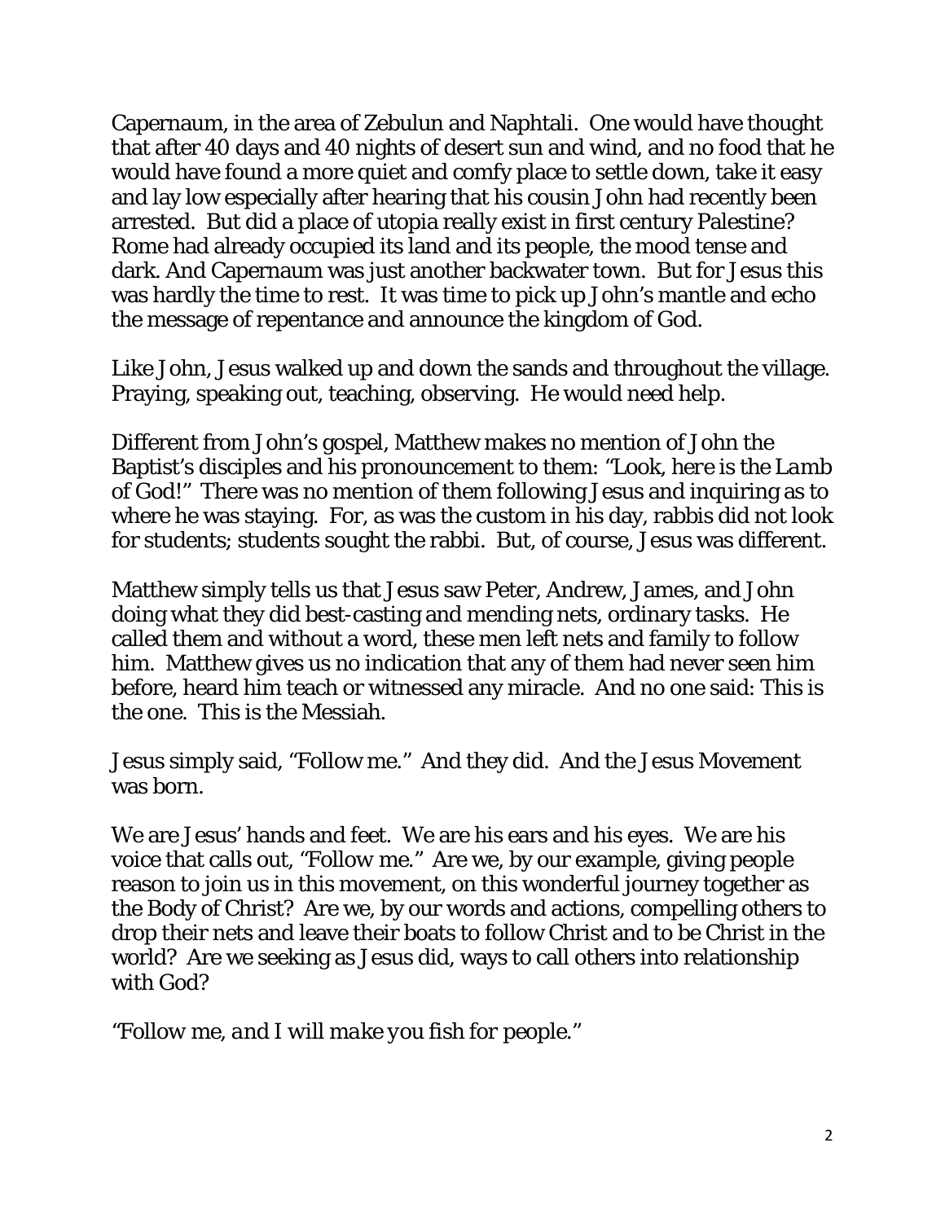Capernaum, in the area of Zebulun and Naphtali. One would have thought that after 40 days and 40 nights of desert sun and wind, and no food that he would have found a more quiet and comfy place to settle down, take it easy and lay low especially after hearing that his cousin John had recently been arrested. But did a place of utopia really exist in first century Palestine? Rome had already occupied its land and its people, the mood tense and dark. And Capernaum was just another backwater town. But for Jesus this was hardly the time to rest. It was time to pick up John's mantle and echo the message of repentance and announce the kingdom of God.

Like John, Jesus walked up and down the sands and throughout the village. Praying, speaking out, teaching, observing. He would need help.

Different from John's gospel, Matthew makes no mention of John the Baptist's disciples and his pronouncement to them: *"Look, here is the Lamb of God!"* There was no mention of them following Jesus and inquiring as to where he was staying. For, as was the custom in his day, rabbis did not look for students; students sought the rabbi. But, of course, Jesus was different.

Matthew simply tells us that Jesus saw Peter, Andrew, James, and John doing what they did best-casting and mending nets, ordinary tasks. He called them and without a word, these men left nets and family to follow him. Matthew gives us no indication that any of them had never seen him before, heard him teach or witnessed any miracle. And no one said: This is the one. This is the Messiah.

Jesus simply said, "Follow me." And they did. And the Jesus Movement was born.

We are Jesus' hands and feet. We are his ears and his eyes. We are his voice that calls out, "Follow me." Are we, by our example, giving people reason to join us in this movement, on this wonderful journey together as the Body of Christ? Are we, by our words and actions, compelling others to drop their nets and leave their boats to follow Christ and to be Christ in the world? Are we seeking as Jesus did, ways to call others into relationship with God?

*"Follow me, and I will make you fish for people."*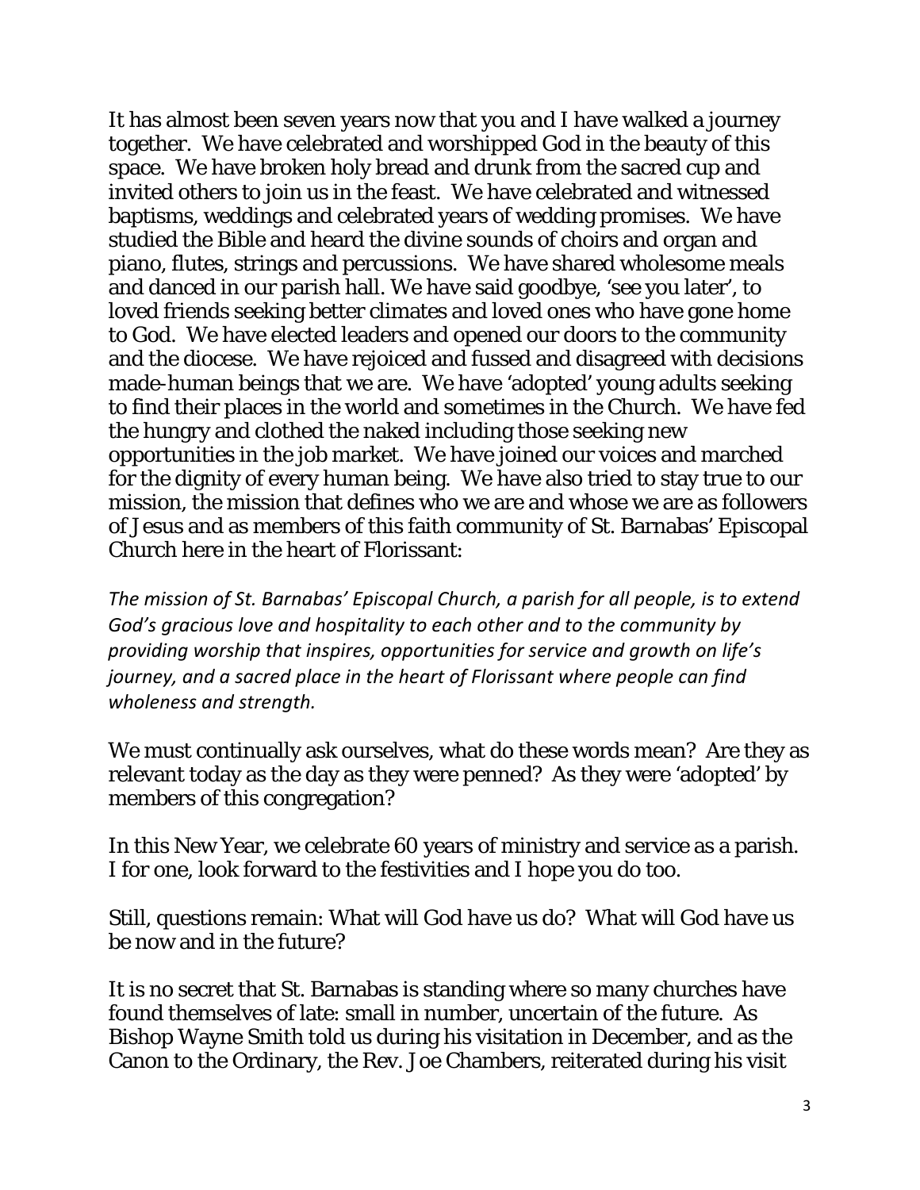It has almost been seven years now that you and I have walked a journey together. We have celebrated and worshipped God in the beauty of this space. We have broken holy bread and drunk from the sacred cup and invited others to join us in the feast. We have celebrated and witnessed baptisms, weddings and celebrated years of wedding promises. We have studied the Bible and heard the divine sounds of choirs and organ and piano, flutes, strings and percussions. We have shared wholesome meals and danced in our parish hall. We have said goodbye, 'see you later', to loved friends seeking better climates and loved ones who have gone home to God. We have elected leaders and opened our doors to the community and the diocese. We have rejoiced and fussed and disagreed with decisions made-human beings that we are. We have 'adopted' young adults seeking to find their places in the world and sometimes in the Church. We have fed the hungry and clothed the naked including those seeking new opportunities in the job market. We have joined our voices and marched for the dignity of every human being. We have also tried to stay true to our mission, the mission that defines who we are and whose we are as followers of Jesus and as members of this faith community of St. Barnabas' Episcopal Church here in the heart of Florissant:

*The mission of St. Barnabas' Episcopal Church, a parish for all people, is to extend God's gracious love and hospitality to each other and to the community by providing worship that inspires, opportunities for service and growth on life's journey, and a sacred place in the heart of Florissant where people can find wholeness and strength.*

We must continually ask ourselves, what do these words mean? Are they as relevant today as the day as they were penned? As they were 'adopted' by members of this congregation?

In this New Year, we celebrate 60 years of ministry and service as a parish. I for one, look forward to the festivities and I hope you do too.

Still, questions remain: What will God have us do? What will God have us be now and in the future?

It is no secret that St. Barnabas is standing where so many churches have found themselves of late: small in number, uncertain of the future. As Bishop Wayne Smith told us during his visitation in December, and as the Canon to the Ordinary, the Rev. Joe Chambers, reiterated during his visit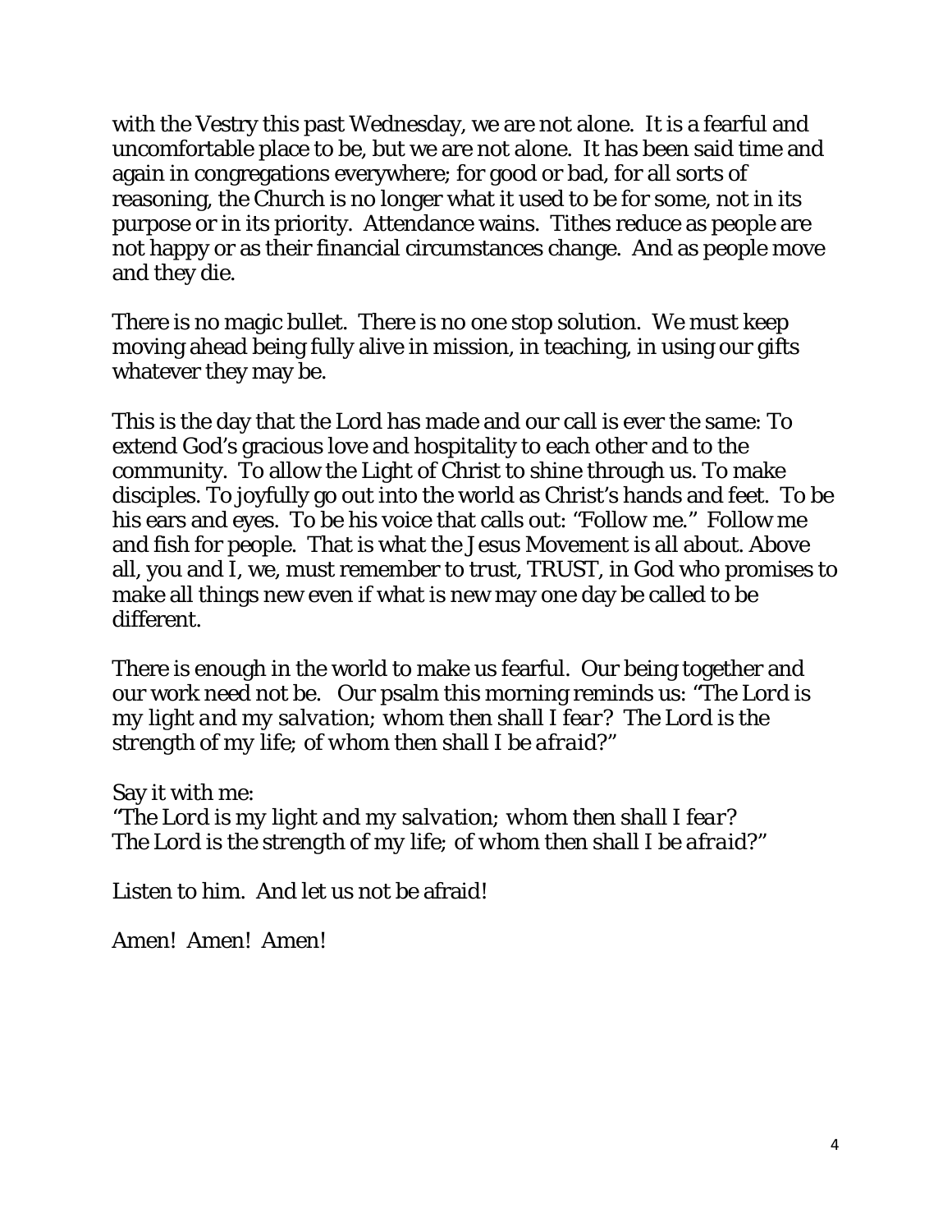with the Vestry this past Wednesday, we are not alone. It is a fearful and uncomfortable place to be, but we are not alone. It has been said time and again in congregations everywhere; for good or bad, for all sorts of reasoning, the Church is no longer what it used to be for some, not in its purpose or in its priority. Attendance wains. Tithes reduce as people are not happy or as their financial circumstances change. And as people move and they die.

There is no magic bullet. There is no one stop solution. We must keep moving ahead being fully alive in mission, in teaching, in using our gifts whatever they may be.

This is the day that the Lord has made and our call is ever the same: To extend God's gracious love and hospitality to each other and to the community. To allow the Light of Christ to shine through us. To make disciples. To joyfully go out into the world as Christ's hands and feet. To be his ears and eyes. To be his voice that calls out: "Follow me." Follow me and fish for people. That is what the Jesus Movement is all about. Above all, you and I, we, must remember to trust, TRUST, in God who promises to make all things new even if what is new may one day be called to be different.

There is enough in the world to make us fearful. Our being together and our work need not be. Our psalm this morning reminds us: "*The Lord is my light and my salvation; whom then shall I fear? The Lord is the strength of my life; of whom then shall I be afraid?*"

Say it with me:
"*The Lord is my light and my salvation; whom then shall I fear?*
*The Lord is the strength of my life; of whom then shall I be afraid?*"

Listen to him. And let us not be afraid!

Amen! Amen! Amen!